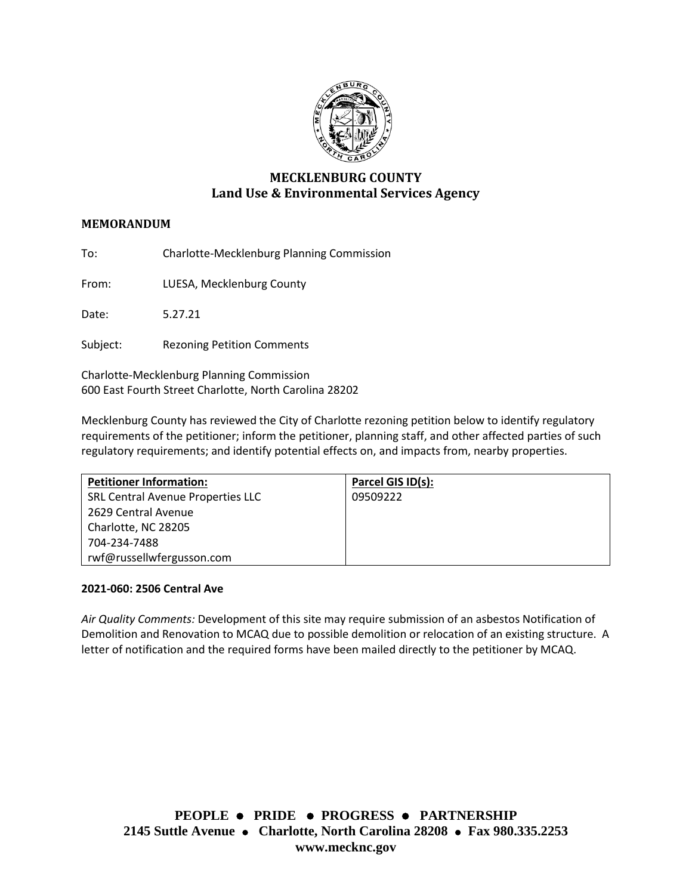# MECKLENBURG COUNTY
## Land Use & Environmental Services Agency

**MEMORANDUM**

To: Charlotte-Mecklenburg Planning Commission

From: LUESA, Mecklenburg County

Date: 5.27.21

Subject: Rezoning Petition Comments

Charlotte-Mecklenburg Planning Commission
600 East Fourth Street Charlotte, North Carolina 28202

Mecklenburg County has reviewed the City of Charlotte rezoning petition below to identify regulatory requirements of the petitioner; inform the petitioner, planning staff, and other affected parties of such regulatory requirements; and identify potential effects on, and impacts from, nearby properties.

| Petitioner Information: | Parcel GIS ID(s): |
|---|---|
| SRL Central Avenue Properties LLC<br>2629 Central Avenue<br>Charlotte, NC 28205<br>704-234-7488<br>rwf@russellwfergusson.com | 09509222 |

**2021-060: 2506 Central Ave**

*Air Quality Comments:* Development of this site may require submission of an asbestos Notification of Demolition and Renovation to MCAQ due to possible demolition or relocation of an existing structure. A letter of notification and the required forms have been mailed directly to the petitioner by MCAQ.

**PEOPLE • PRIDE • PROGRESS • PARTNERSHIP**
**2145 Suttle Avenue • Charlotte, North Carolina 28208 • Fax 980.335.2253**
**www.mecknc.gov**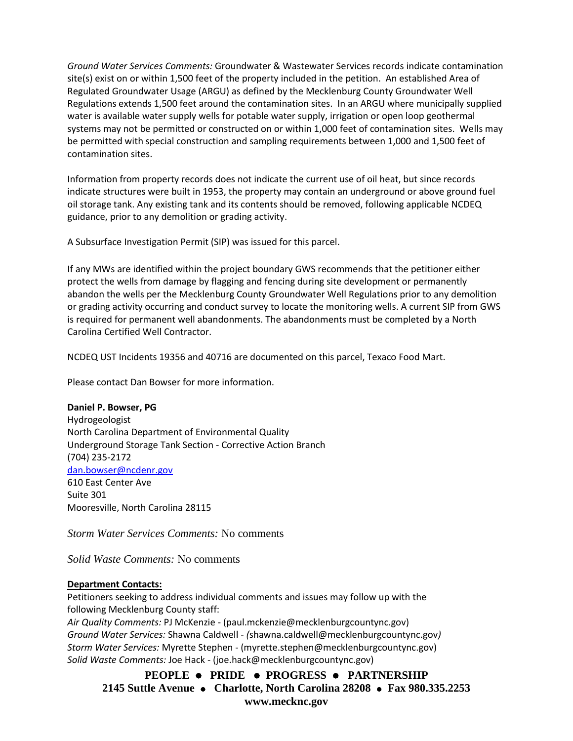*Ground Water Services Comments:* Groundwater & Wastewater Services records indicate contamination site(s) exist on or within 1,500 feet of the property included in the petition. An established Area of Regulated Groundwater Usage (ARGU) as defined by the Mecklenburg County Groundwater Well Regulations extends 1,500 feet around the contamination sites. In an ARGU where municipally supplied water is available water supply wells for potable water supply, irrigation or open loop geothermal systems may not be permitted or constructed on or within 1,000 feet of contamination sites. Wells may be permitted with special construction and sampling requirements between 1,000 and 1,500 feet of contamination sites.

Information from property records does not indicate the current use of oil heat, but since records indicate structures were built in 1953, the property may contain an underground or above ground fuel oil storage tank. Any existing tank and its contents should be removed, following applicable NCDEQ guidance, prior to any demolition or grading activity.

A Subsurface Investigation Permit (SIP) was issued for this parcel.

If any MWs are identified within the project boundary GWS recommends that the petitioner either protect the wells from damage by flagging and fencing during site development or permanently abandon the wells per the Mecklenburg County Groundwater Well Regulations prior to any demolition or grading activity occurring and conduct survey to locate the monitoring wells. A current SIP from GWS is required for permanent well abandonments. The abandonments must be completed by a North Carolina Certified Well Contractor.

NCDEQ UST Incidents 19356 and 40716 are documented on this parcel, Texaco Food Mart.

Please contact Dan Bowser for more information.

**Daniel P. Bowser, PG**
Hydrogeologist
North Carolina Department of Environmental Quality
Underground Storage Tank Section - Corrective Action Branch
(704) 235-2172
dan.bowser@ncdenr.gov
610 East Center Ave
Suite 301
Mooresville, North Carolina 28115

*Storm Water Services Comments:* No comments

*Solid Waste Comments:* No comments

**Department Contacts:**

Petitioners seeking to address individual comments and issues may follow up with the following Mecklenburg County staff:
*Air Quality Comments:* PJ McKenzie - (paul.mckenzie@mecklenburgcountync.gov)
*Ground Water Services:* Shawna Caldwell - *(*shawna.caldwell@mecklenburgcountync.gov*)*
*Storm Water Services:* Myrette Stephen - (myrette.stephen@mecklenburgcountync.gov)
*Solid Waste Comments:* Joe Hack - (joe.hack@mecklenburgcountync.gov)

**PEOPLE • PRIDE • PROGRESS • PARTNERSHIP**
**2145 Suttle Avenue • Charlotte, North Carolina 28208 • Fax 980.335.2253**
**www.mecknc.gov**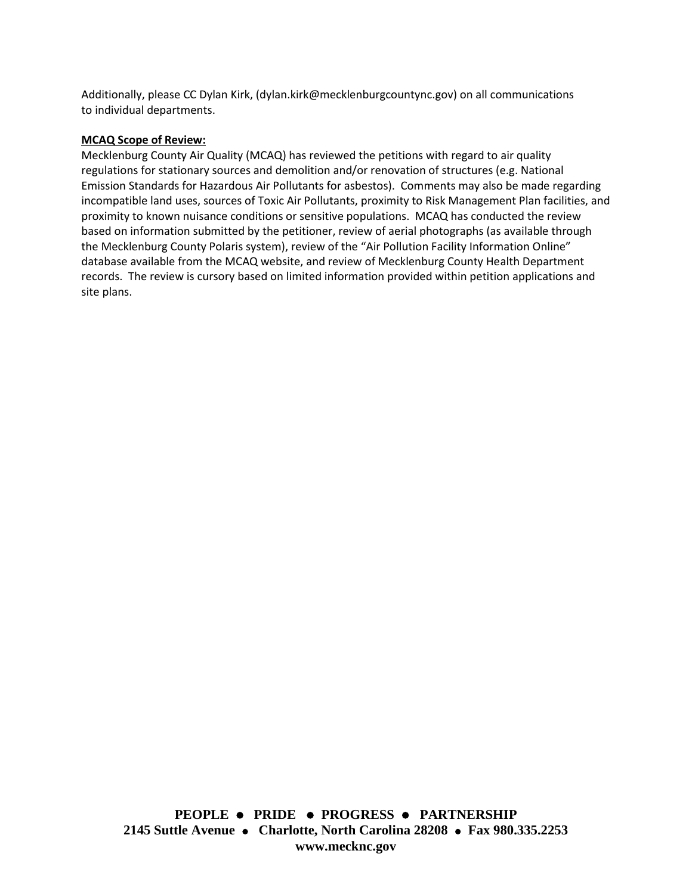Additionally, please CC Dylan Kirk, (dylan.kirk@mecklenburgcountync.gov) on all communications to individual departments.

**MCAQ Scope of Review:**

Mecklenburg County Air Quality (MCAQ) has reviewed the petitions with regard to air quality regulations for stationary sources and demolition and/or renovation of structures (e.g. National Emission Standards for Hazardous Air Pollutants for asbestos). Comments may also be made regarding incompatible land uses, sources of Toxic Air Pollutants, proximity to Risk Management Plan facilities, and proximity to known nuisance conditions or sensitive populations. MCAQ has conducted the review based on information submitted by the petitioner, review of aerial photographs (as available through the Mecklenburg County Polaris system), review of the "Air Pollution Facility Information Online" database available from the MCAQ website, and review of Mecklenburg County Health Department records. The review is cursory based on limited information provided within petition applications and site plans.